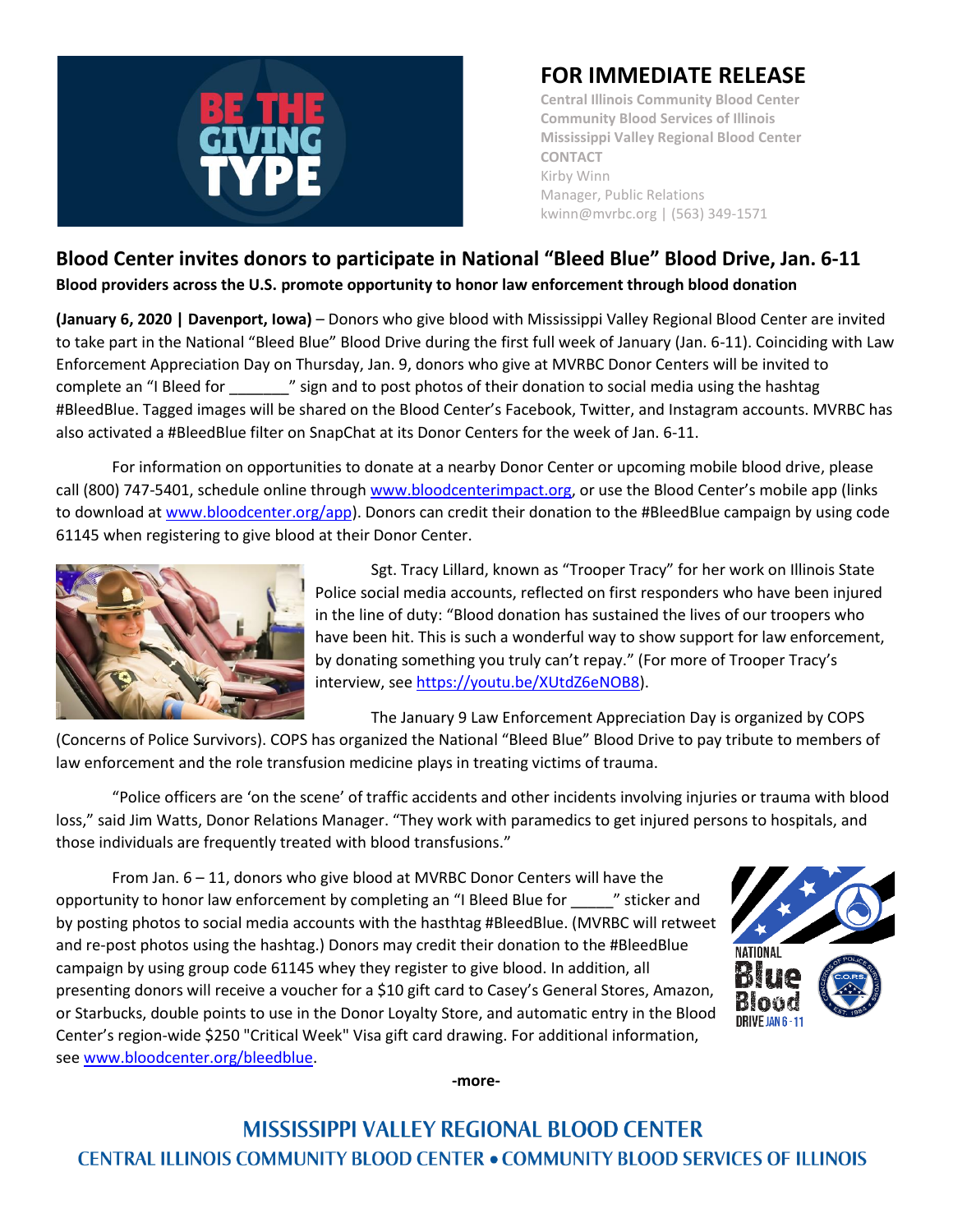# FOR IMMEDIATE RELEASE

**Central Illinois Community Blood Center**
**Community Blood Services of Illinois**
**Mississippi Valley Regional Blood Center**
**CONTACT**
Kirby Winn
Manager, Public Relations
kwinn@mvrbc.org | (563) 349-1571

## Blood Center invites donors to participate in National "Bleed Blue" Blood Drive, Jan. 6-11

**Blood providers across the U.S. promote opportunity to honor law enforcement through blood donation**

**(January 6, 2020 | Davenport, Iowa)** – Donors who give blood with Mississippi Valley Regional Blood Center are invited to take part in the National "Bleed Blue" Blood Drive during the first full week of January (Jan. 6-11). Coinciding with Law Enforcement Appreciation Day on Thursday, Jan. 9, donors who give at MVRBC Donor Centers will be invited to complete an "I Bleed for _______" sign and to post photos of their donation to social media using the hashtag #BleedBlue. Tagged images will be shared on the Blood Center's Facebook, Twitter, and Instagram accounts. MVRBC has also activated a #BleedBlue filter on SnapChat at its Donor Centers for the week of Jan. 6-11.

For information on opportunities to donate at a nearby Donor Center or upcoming mobile blood drive, please call (800) 747-5401, schedule online through www.bloodcenterimpact.org, or use the Blood Center's mobile app (links to download at www.bloodcenter.org/app). Donors can credit their donation to the #BleedBlue campaign by using code 61145 when registering to give blood at their Donor Center.

Sgt. Tracy Lillard, known as "Trooper Tracy" for her work on Illinois State Police social media accounts, reflected on first responders who have been injured in the line of duty: "Blood donation has sustained the lives of our troopers who have been hit. This is such a wonderful way to show support for law enforcement, by donating something you truly can't repay." (For more of Trooper Tracy's interview, see https://youtu.be/XUtdZ6eNOB8).

The January 9 Law Enforcement Appreciation Day is organized by COPS (Concerns of Police Survivors). COPS has organized the National "Bleed Blue" Blood Drive to pay tribute to members of law enforcement and the role transfusion medicine plays in treating victims of trauma.

"Police officers are 'on the scene' of traffic accidents and other incidents involving injuries or trauma with blood loss," said Jim Watts, Donor Relations Manager. "They work with paramedics to get injured persons to hospitals, and those individuals are frequently treated with blood transfusions."

From Jan. 6 – 11, donors who give blood at MVRBC Donor Centers will have the opportunity to honor law enforcement by completing an "I Bleed Blue for _____" sticker and by posting photos to social media accounts with the hasthtag #BleedBlue. (MVRBC will retweet and re-post photos using the hashtag.) Donors may credit their donation to the #BleedBlue campaign by using group code 61145 whey they register to give blood. In addition, all presenting donors will receive a voucher for a $10 gift card to Casey's General Stores, Amazon, or Starbucks, double points to use in the Donor Loyalty Store, and automatic entry in the Blood Center's region-wide $250 "Critical Week" Visa gift card drawing. For additional information, see www.bloodcenter.org/bleedblue.

**-more-**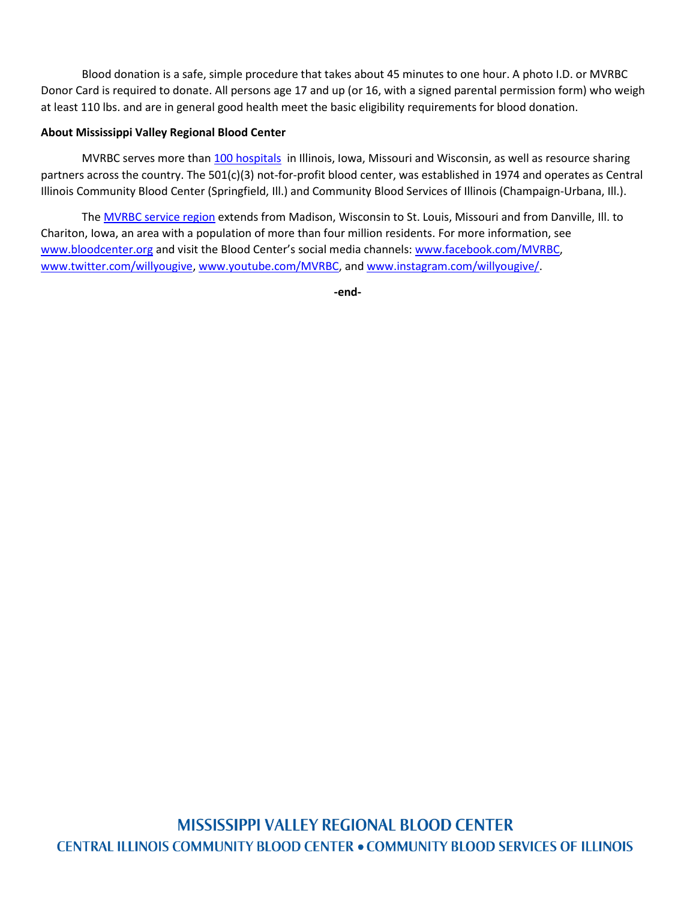Blood donation is a safe, simple procedure that takes about 45 minutes to one hour. A photo I.D. or MVRBC Donor Card is required to donate. All persons age 17 and up (or 16, with a signed parental permission form) who weigh at least 110 lbs. and are in general good health meet the basic eligibility requirements for blood donation.

**About Mississippi Valley Regional Blood Center**

MVRBC serves more than 100 hospitals in Illinois, Iowa, Missouri and Wisconsin, as well as resource sharing partners across the country. The 501(c)(3) not-for-profit blood center, was established in 1974 and operates as Central Illinois Community Blood Center (Springfield, Ill.) and Community Blood Services of Illinois (Champaign-Urbana, Ill.).

The MVRBC service region extends from Madison, Wisconsin to St. Louis, Missouri and from Danville, Ill. to Chariton, Iowa, an area with a population of more than four million residents. For more information, see www.bloodcenter.org and visit the Blood Center's social media channels: www.facebook.com/MVRBC, www.twitter.com/willyougive, www.youtube.com/MVRBC, and www.instagram.com/willyougive/.

**-end-**

MISSISSIPPI VALLEY REGIONAL BLOOD CENTER

CENTRAL ILLINOIS COMMUNITY BLOOD CENTER • COMMUNITY BLOOD SERVICES OF ILLINOIS